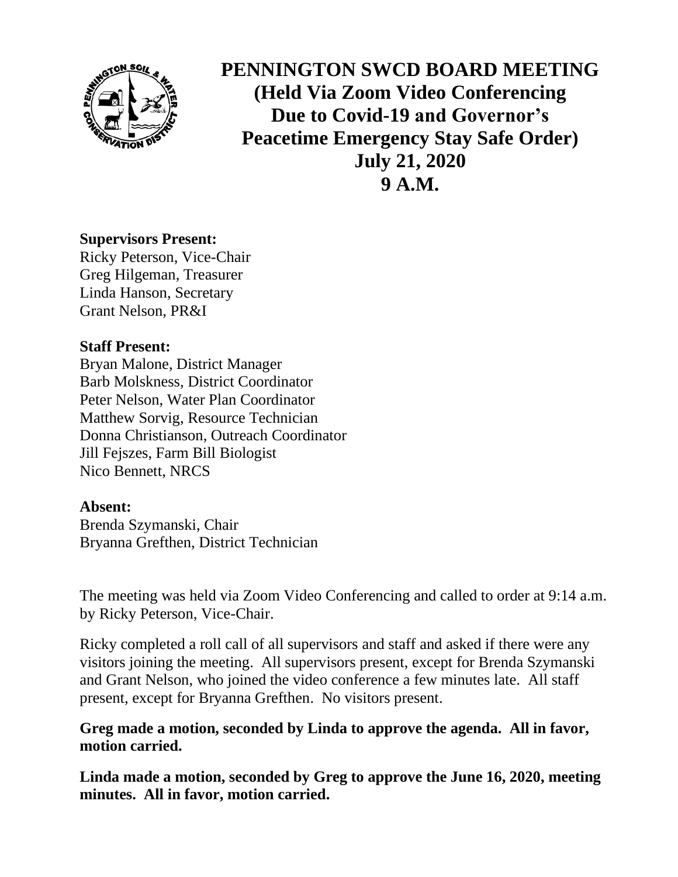# PENNINGTON SWCD BOARD MEETING
## (Held Via Zoom Video Conferencing Due to Covid-19 and Governor's Peacetime Emergency Stay Safe Order)
## July 21, 2020
## 9 A.M.

**Supervisors Present:**
Ricky Peterson, Vice-Chair
Greg Hilgeman, Treasurer
Linda Hanson, Secretary
Grant Nelson, PR&I

**Staff Present:**
Bryan Malone, District Manager
Barb Molskness, District Coordinator
Peter Nelson, Water Plan Coordinator
Matthew Sorvig, Resource Technician
Donna Christianson, Outreach Coordinator
Jill Fejszes, Farm Bill Biologist
Nico Bennett, NRCS

**Absent:**
Brenda Szymanski, Chair
Bryanna Grefthen, District Technician

The meeting was held via Zoom Video Conferencing and called to order at 9:14 a.m. by Ricky Peterson, Vice-Chair.

Ricky completed a roll call of all supervisors and staff and asked if there were any visitors joining the meeting. All supervisors present, except for Brenda Szymanski and Grant Nelson, who joined the video conference a few minutes late. All staff present, except for Bryanna Grefthen. No visitors present.

**Greg made a motion, seconded by Linda to approve the agenda. All in favor, motion carried.**

**Linda made a motion, seconded by Greg to approve the June 16, 2020, meeting minutes. All in favor, motion carried.**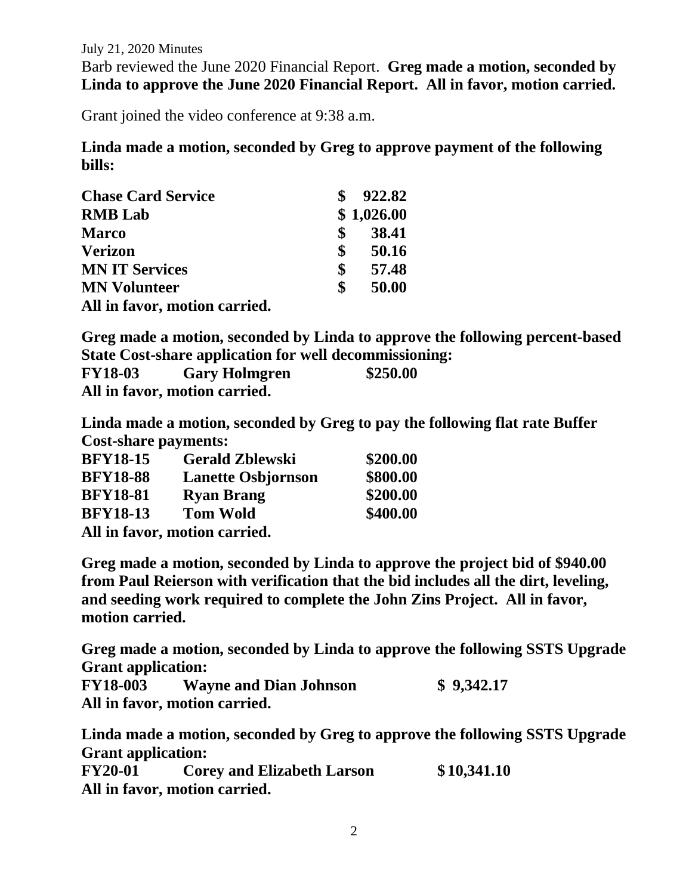July 21, 2020 Minutes

Barb reviewed the June 2020 Financial Report. **Greg made a motion, seconded by Linda to approve the June 2020 Financial Report. All in favor, motion carried.**

Grant joined the video conference at 9:38 a.m.

**Linda made a motion, seconded by Greg to approve payment of the following bills:**

| | |
|---|---|
| **Chase Card Service** | **$ 922.82** |
| **RMB Lab** | **$ 1,026.00** |
| **Marco** | **$ 38.41** |
| **Verizon** | **$ 50.16** |
| **MN IT Services** | **$ 57.48** |
| **MN Volunteer** | **$ 50.00** |

**All in favor, motion carried.**

**Greg made a motion, seconded by Linda to approve the following percent-based State Cost-share application for well decommissioning:**

| | | |
|---|---|---|
| **FY18-03** | **Gary Holmgren** | **$250.00** |

**All in favor, motion carried.**

**Linda made a motion, seconded by Greg to pay the following flat rate Buffer Cost-share payments:**

| | | |
|---|---|---|
| **BFY18-15** | **Gerald Zblewski** | **$200.00** |
| **BFY18-88** | **Lanette Osbjornson** | **$800.00** |
| **BFY18-81** | **Ryan Brang** | **$200.00** |
| **BFY18-13** | **Tom Wold** | **$400.00** |

**All in favor, motion carried.**

**Greg made a motion, seconded by Linda to approve the project bid of $940.00 from Paul Reierson with verification that the bid includes all the dirt, leveling, and seeding work required to complete the John Zins Project. All in favor, motion carried.**

**Greg made a motion, seconded by Linda to approve the following SSTS Upgrade Grant application:**

| | | |
|---|---|---|
| **FY18-003** | **Wayne and Dian Johnson** | **$ 9,342.17** |

**All in favor, motion carried.**

**Linda made a motion, seconded by Greg to approve the following SSTS Upgrade Grant application:**

| | | |
|---|---|---|
| **FY20-01** | **Corey and Elizabeth Larson** | **$10,341.10** |

**All in favor, motion carried.**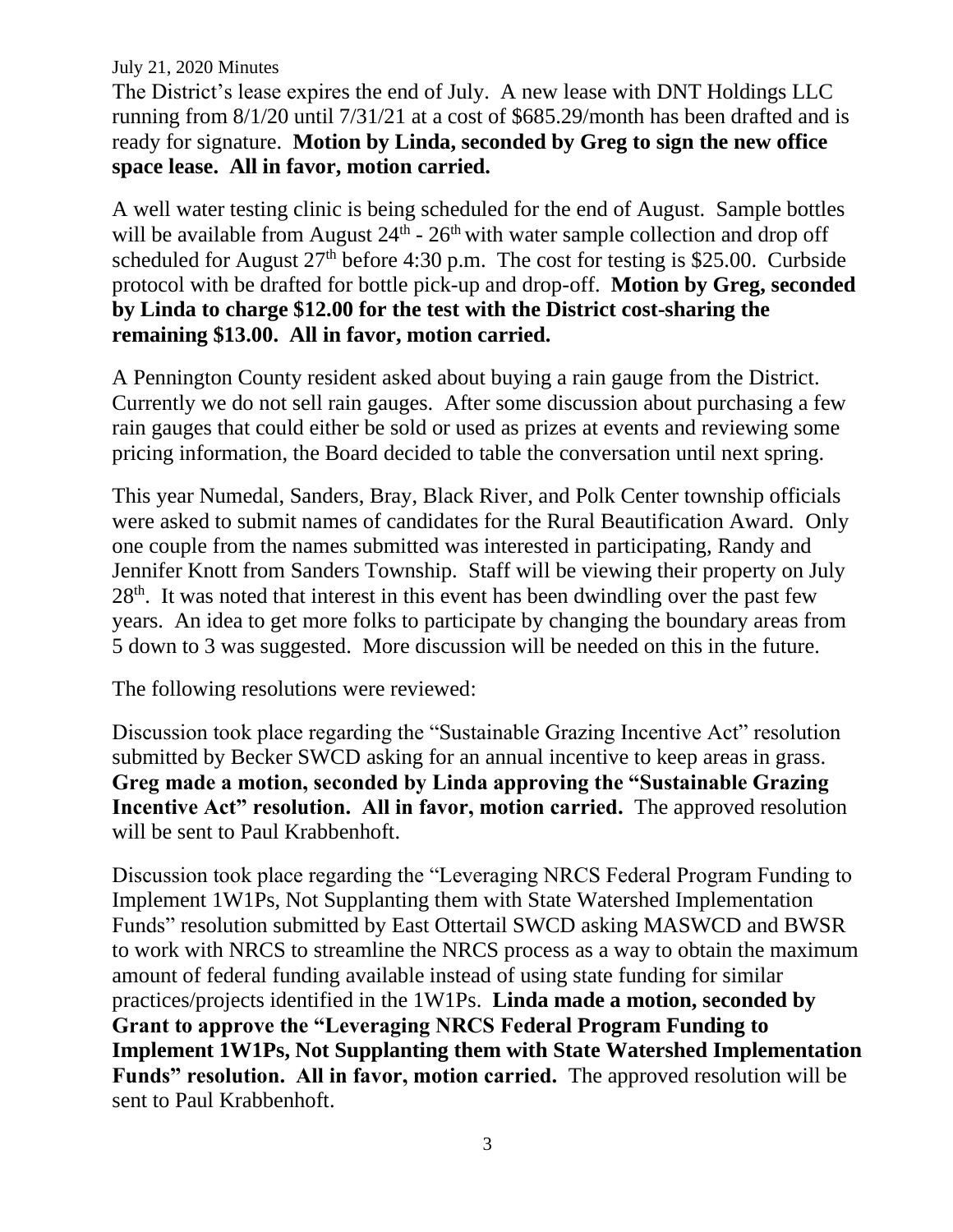July 21, 2020 Minutes

The District's lease expires the end of July. A new lease with DNT Holdings LLC running from 8/1/20 until 7/31/21 at a cost of $685.29/month has been drafted and is ready for signature. **Motion by Linda, seconded by Greg to sign the new office space lease. All in favor, motion carried.**

A well water testing clinic is being scheduled for the end of August. Sample bottles will be available from August 24th - 26th with water sample collection and drop off scheduled for August 27th before 4:30 p.m. The cost for testing is $25.00. Curbside protocol with be drafted for bottle pick-up and drop-off. **Motion by Greg, seconded by Linda to charge $12.00 for the test with the District cost-sharing the remaining $13.00. All in favor, motion carried.**

A Pennington County resident asked about buying a rain gauge from the District. Currently we do not sell rain gauges. After some discussion about purchasing a few rain gauges that could either be sold or used as prizes at events and reviewing some pricing information, the Board decided to table the conversation until next spring.

This year Numedal, Sanders, Bray, Black River, and Polk Center township officials were asked to submit names of candidates for the Rural Beautification Award. Only one couple from the names submitted was interested in participating, Randy and Jennifer Knott from Sanders Township. Staff will be viewing their property on July 28th. It was noted that interest in this event has been dwindling over the past few years. An idea to get more folks to participate by changing the boundary areas from 5 down to 3 was suggested. More discussion will be needed on this in the future.

The following resolutions were reviewed:

Discussion took place regarding the "Sustainable Grazing Incentive Act" resolution submitted by Becker SWCD asking for an annual incentive to keep areas in grass. **Greg made a motion, seconded by Linda approving the "Sustainable Grazing Incentive Act" resolution. All in favor, motion carried.** The approved resolution will be sent to Paul Krabbenhoft.

Discussion took place regarding the "Leveraging NRCS Federal Program Funding to Implement 1W1Ps, Not Supplanting them with State Watershed Implementation Funds" resolution submitted by East Ottertail SWCD asking MASWCD and BWSR to work with NRCS to streamline the NRCS process as a way to obtain the maximum amount of federal funding available instead of using state funding for similar practices/projects identified in the 1W1Ps. **Linda made a motion, seconded by Grant to approve the "Leveraging NRCS Federal Program Funding to Implement 1W1Ps, Not Supplanting them with State Watershed Implementation Funds" resolution. All in favor, motion carried.** The approved resolution will be sent to Paul Krabbenhoft.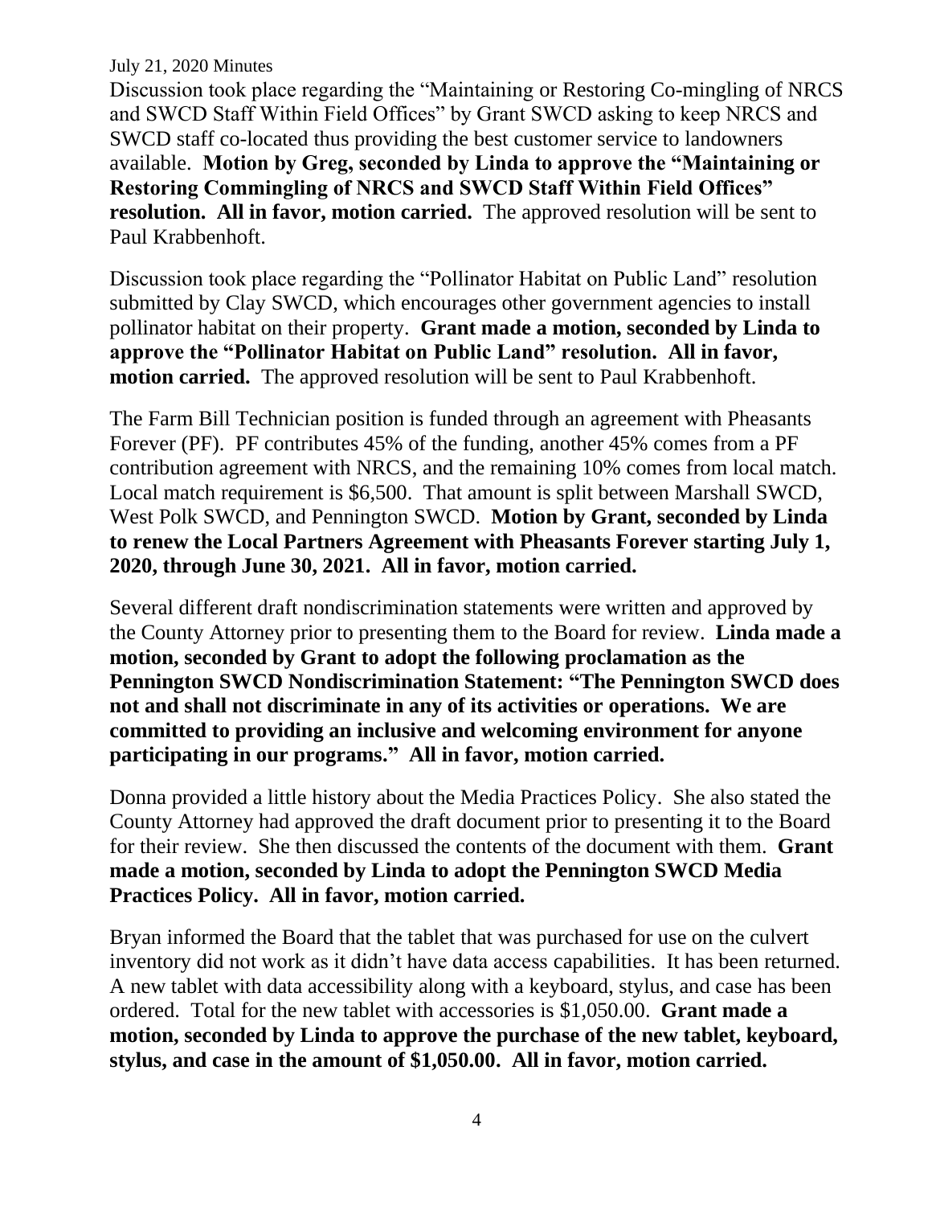Discussion took place regarding the "Maintaining or Restoring Co-mingling of NRCS and SWCD Staff Within Field Offices" by Grant SWCD asking to keep NRCS and SWCD staff co-located thus providing the best customer service to landowners available. **Motion by Greg, seconded by Linda to approve the "Maintaining or Restoring Commingling of NRCS and SWCD Staff Within Field Offices" resolution. All in favor, motion carried.** The approved resolution will be sent to Paul Krabbenhoft.

Discussion took place regarding the "Pollinator Habitat on Public Land" resolution submitted by Clay SWCD, which encourages other government agencies to install pollinator habitat on their property. **Grant made a motion, seconded by Linda to approve the "Pollinator Habitat on Public Land" resolution. All in favor, motion carried.** The approved resolution will be sent to Paul Krabbenhoft.

The Farm Bill Technician position is funded through an agreement with Pheasants Forever (PF). PF contributes 45% of the funding, another 45% comes from a PF contribution agreement with NRCS, and the remaining 10% comes from local match. Local match requirement is $6,500. That amount is split between Marshall SWCD, West Polk SWCD, and Pennington SWCD. **Motion by Grant, seconded by Linda to renew the Local Partners Agreement with Pheasants Forever starting July 1, 2020, through June 30, 2021. All in favor, motion carried.**

Several different draft nondiscrimination statements were written and approved by the County Attorney prior to presenting them to the Board for review. **Linda made a motion, seconded by Grant to adopt the following proclamation as the Pennington SWCD Nondiscrimination Statement: "The Pennington SWCD does not and shall not discriminate in any of its activities or operations. We are committed to providing an inclusive and welcoming environment for anyone participating in our programs." All in favor, motion carried.**

Donna provided a little history about the Media Practices Policy. She also stated the County Attorney had approved the draft document prior to presenting it to the Board for their review. She then discussed the contents of the document with them. **Grant made a motion, seconded by Linda to adopt the Pennington SWCD Media Practices Policy. All in favor, motion carried.**

Bryan informed the Board that the tablet that was purchased for use on the culvert inventory did not work as it didn't have data access capabilities. It has been returned. A new tablet with data accessibility along with a keyboard, stylus, and case has been ordered. Total for the new tablet with accessories is $1,050.00. **Grant made a motion, seconded by Linda to approve the purchase of the new tablet, keyboard, stylus, and case in the amount of $1,050.00. All in favor, motion carried.**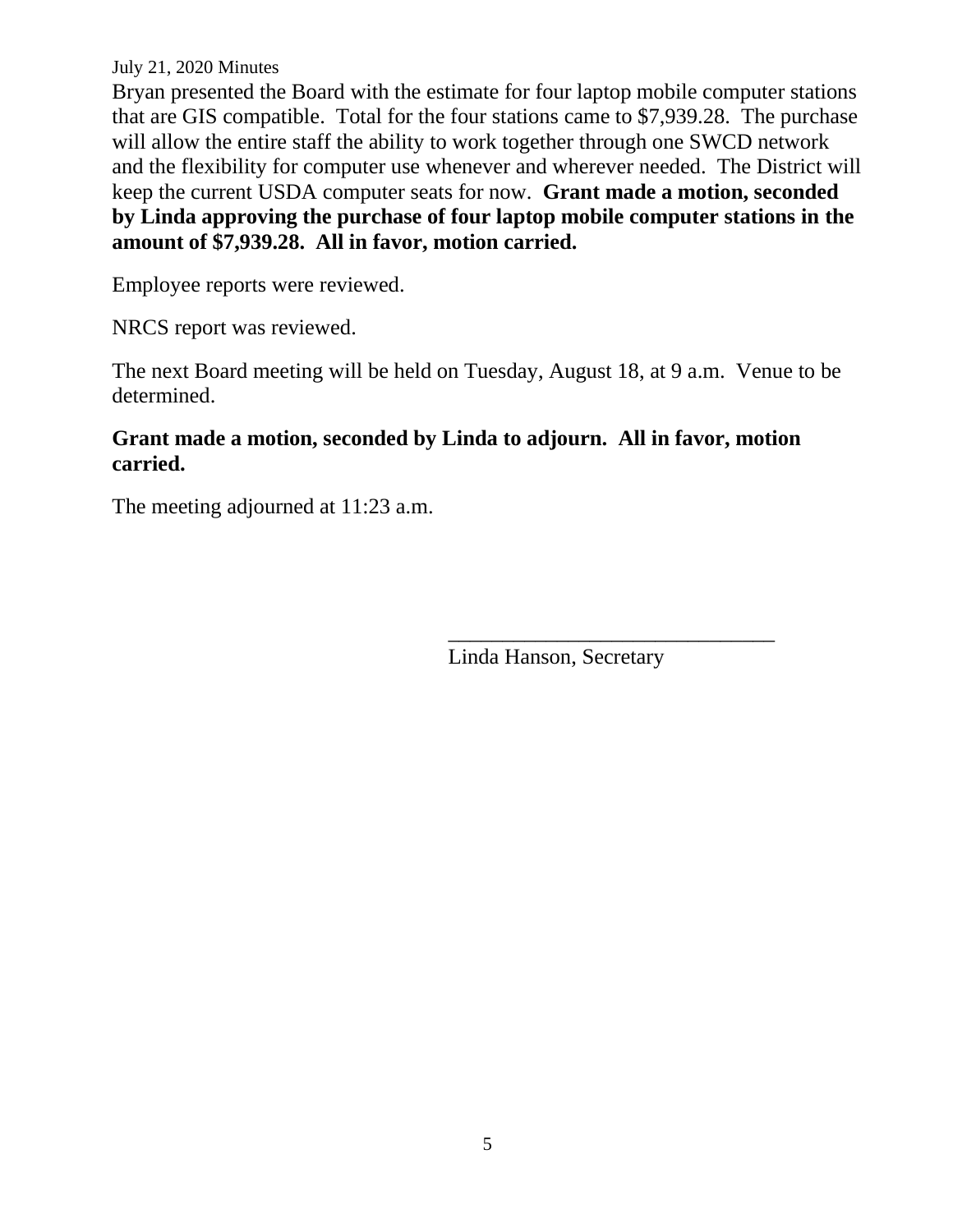July 21, 2020 Minutes

Bryan presented the Board with the estimate for four laptop mobile computer stations that are GIS compatible. Total for the four stations came to $7,939.28. The purchase will allow the entire staff the ability to work together through one SWCD network and the flexibility for computer use whenever and wherever needed. The District will keep the current USDA computer seats for now. **Grant made a motion, seconded by Linda approving the purchase of four laptop mobile computer stations in the amount of $7,939.28. All in favor, motion carried.**

Employee reports were reviewed.

NRCS report was reviewed.

The next Board meeting will be held on Tuesday, August 18, at 9 a.m. Venue to be determined.

**Grant made a motion, seconded by Linda to adjourn. All in favor, motion carried.**

The meeting adjourned at 11:23 a.m.

_______________________________

Linda Hanson, Secretary